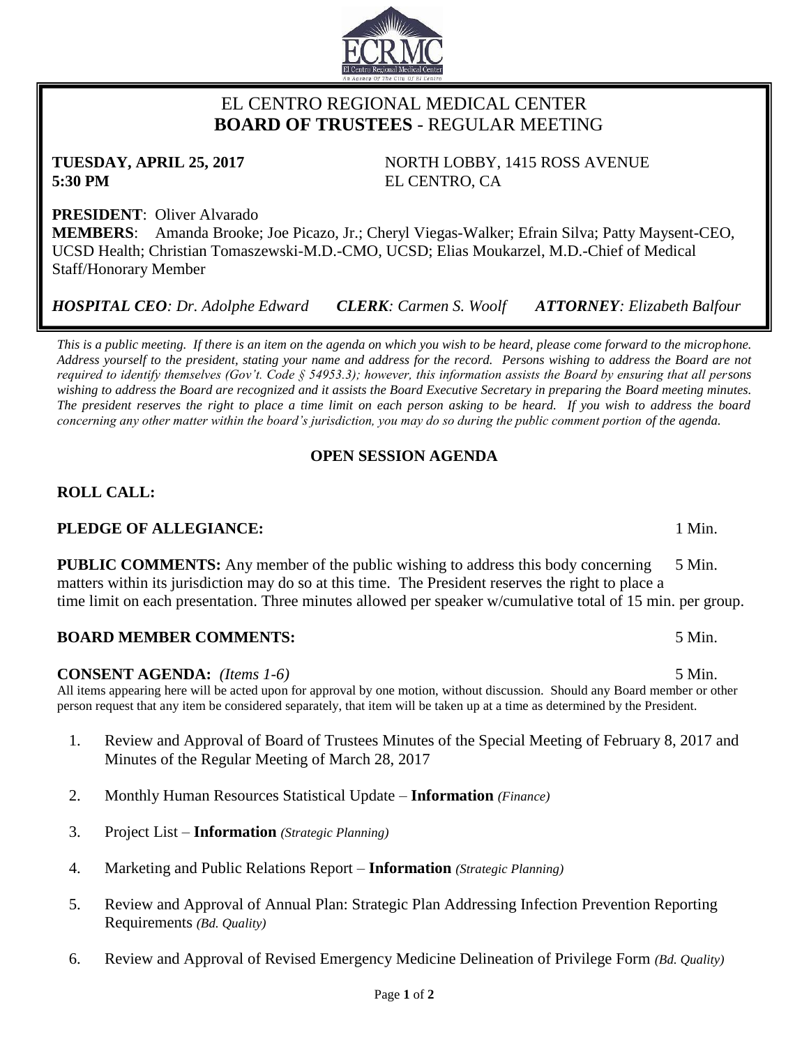# EL CENTRO REGIONAL MEDICAL CENTER
## **BOARD OF TRUSTEES** - REGULAR MEETING

**TUESDAY, APRIL 25, 2017**
**5:30 PM**

NORTH LOBBY, 1415 ROSS AVENUE
EL CENTRO, CA

**PRESIDENT**: Oliver Alvarado
**MEMBERS**: Amanda Brooke; Joe Picazo, Jr.; Cheryl Viegas-Walker; Efrain Silva; Patty Maysent-CEO, UCSD Health; Christian Tomaszewski-M.D.-CMO, UCSD; Elias Moukarzel, M.D.-Chief of Medical Staff/Honorary Member

***HOSPITAL CEO****: Dr. Adolphe Edward* ***CLERK****: Carmen S. Woolf* ***ATTORNEY****: Elizabeth Balfour*

*This is a public meeting. If there is an item on the agenda on which you wish to be heard, please come forward to the microphone. Address yourself to the president, stating your name and address for the record. Persons wishing to address the Board are not required to identify themselves (Gov't. Code § 54953.3); however, this information assists the Board by ensuring that all persons wishing to address the Board are recognized and it assists the Board Executive Secretary in preparing the Board meeting minutes. The president reserves the right to place a time limit on each person asking to be heard. If you wish to address the board concerning any other matter within the board's jurisdiction, you may do so during the public comment portion of the agenda.*

### OPEN SESSION AGENDA

**ROLL CALL:**

**PLEDGE OF ALLEGIANCE:** 1 Min.

**PUBLIC COMMENTS:** Any member of the public wishing to address this body concerning matters within its jurisdiction may do so at this time. The President reserves the right to place a time limit on each presentation. Three minutes allowed per speaker w/cumulative total of 15 min. per group. 5 Min.

**BOARD MEMBER COMMENTS:** 5 Min.

**CONSENT AGENDA:** *(Items 1-6)* 5 Min.

All items appearing here will be acted upon for approval by one motion, without discussion. Should any Board member or other person request that any item be considered separately, that item will be taken up at a time as determined by the President.

1. Review and Approval of Board of Trustees Minutes of the Special Meeting of February 8, 2017 and Minutes of the Regular Meeting of March 28, 2017
2. Monthly Human Resources Statistical Update – **Information** *(Finance)*
3. Project List – **Information** *(Strategic Planning)*
4. Marketing and Public Relations Report – **Information** *(Strategic Planning)*
5. Review and Approval of Annual Plan: Strategic Plan Addressing Infection Prevention Reporting Requirements *(Bd. Quality)*
6. Review and Approval of Revised Emergency Medicine Delineation of Privilege Form *(Bd. Quality)*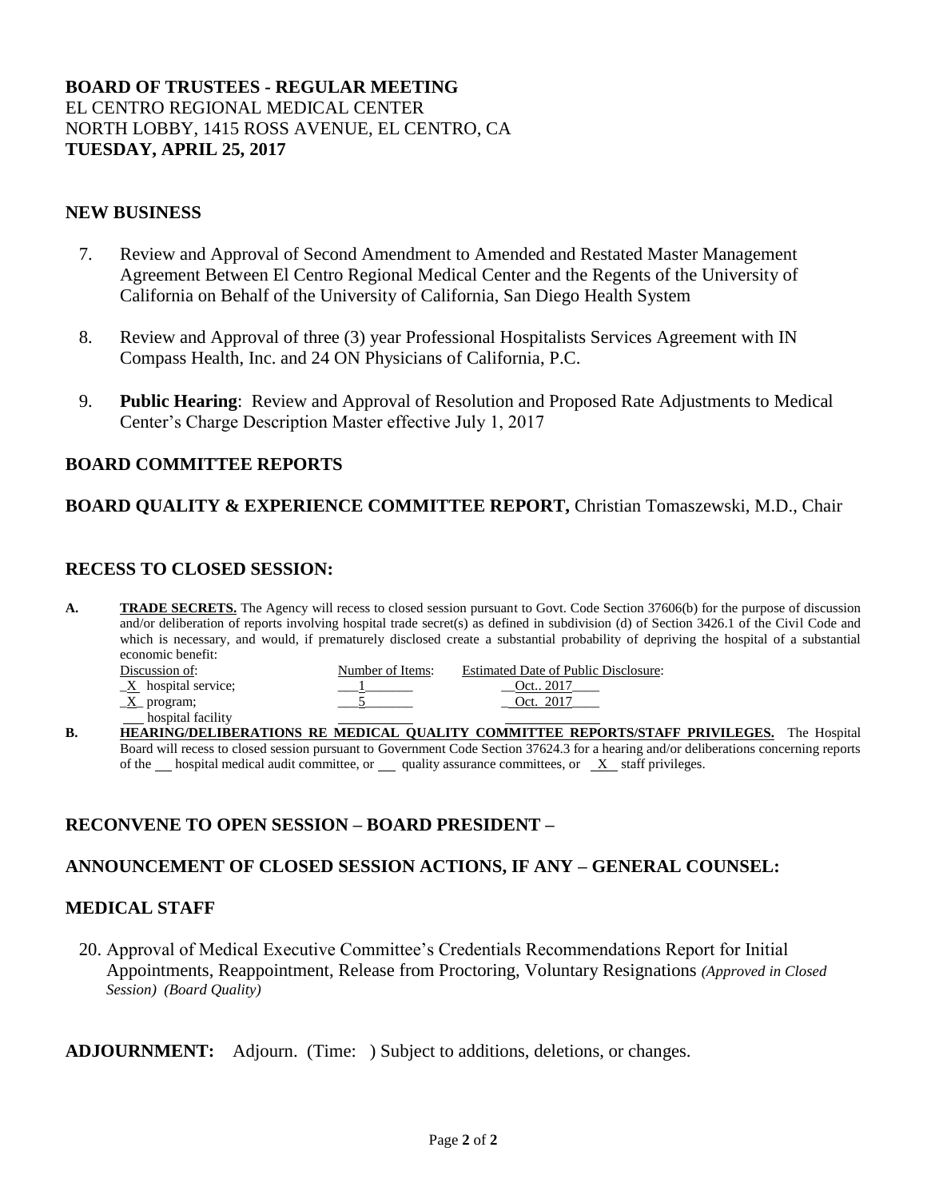**BOARD OF TRUSTEES - REGULAR MEETING**
EL CENTRO REGIONAL MEDICAL CENTER
NORTH LOBBY, 1415 ROSS AVENUE, EL CENTRO, CA
**TUESDAY, APRIL 25, 2017**

## NEW BUSINESS

7. Review and Approval of Second Amendment to Amended and Restated Master Management Agreement Between El Centro Regional Medical Center and the Regents of the University of California on Behalf of the University of California, San Diego Health System

8. Review and Approval of three (3) year Professional Hospitalists Services Agreement with IN Compass Health, Inc. and 24 ON Physicians of California, P.C.

9. **Public Hearing**: Review and Approval of Resolution and Proposed Rate Adjustments to Medical Center's Charge Description Master effective July 1, 2017

## BOARD COMMITTEE REPORTS

**BOARD QUALITY & EXPERIENCE COMMITTEE REPORT,** Christian Tomaszewski, M.D., Chair

## RECESS TO CLOSED SESSION:

**A.** **TRADE SECRETS.** The Agency will recess to closed session pursuant to Govt. Code Section 37606(b) for the purpose of discussion and/or deliberation of reports involving hospital trade secret(s) as defined in subdivision (d) of Section 3426.1 of the Civil Code and which is necessary, and would, if prematurely disclosed create a substantial probability of depriving the hospital of a substantial economic benefit:

| Discussion of: | Number of Items: | Estimated Date of Public Disclosure: |
|---|---|---|
| _X_ hospital service; | 1 | Oct.. 2017 |
| _X_ program; | 5 | Oct. 2017 |
| ___ hospital facility | | |

**B.** **HEARING/DELIBERATIONS RE MEDICAL QUALITY COMMITTEE REPORTS/STAFF PRIVILEGES.** The Hospital Board will recess to closed session pursuant to Government Code Section 37624.3 for a hearing and/or deliberations concerning reports of the ___ hospital medical audit committee, or ___ quality assurance committees, or _X_ staff privileges.

## RECONVENE TO OPEN SESSION – BOARD PRESIDENT –

## ANNOUNCEMENT OF CLOSED SESSION ACTIONS, IF ANY – GENERAL COUNSEL:

## MEDICAL STAFF

20. Approval of Medical Executive Committee's Credentials Recommendations Report for Initial Appointments, Reappointment, Release from Proctoring, Voluntary Resignations *(Approved in Closed Session) (Board Quality)*

**ADJOURNMENT:** Adjourn. (Time: ) Subject to additions, deletions, or changes.